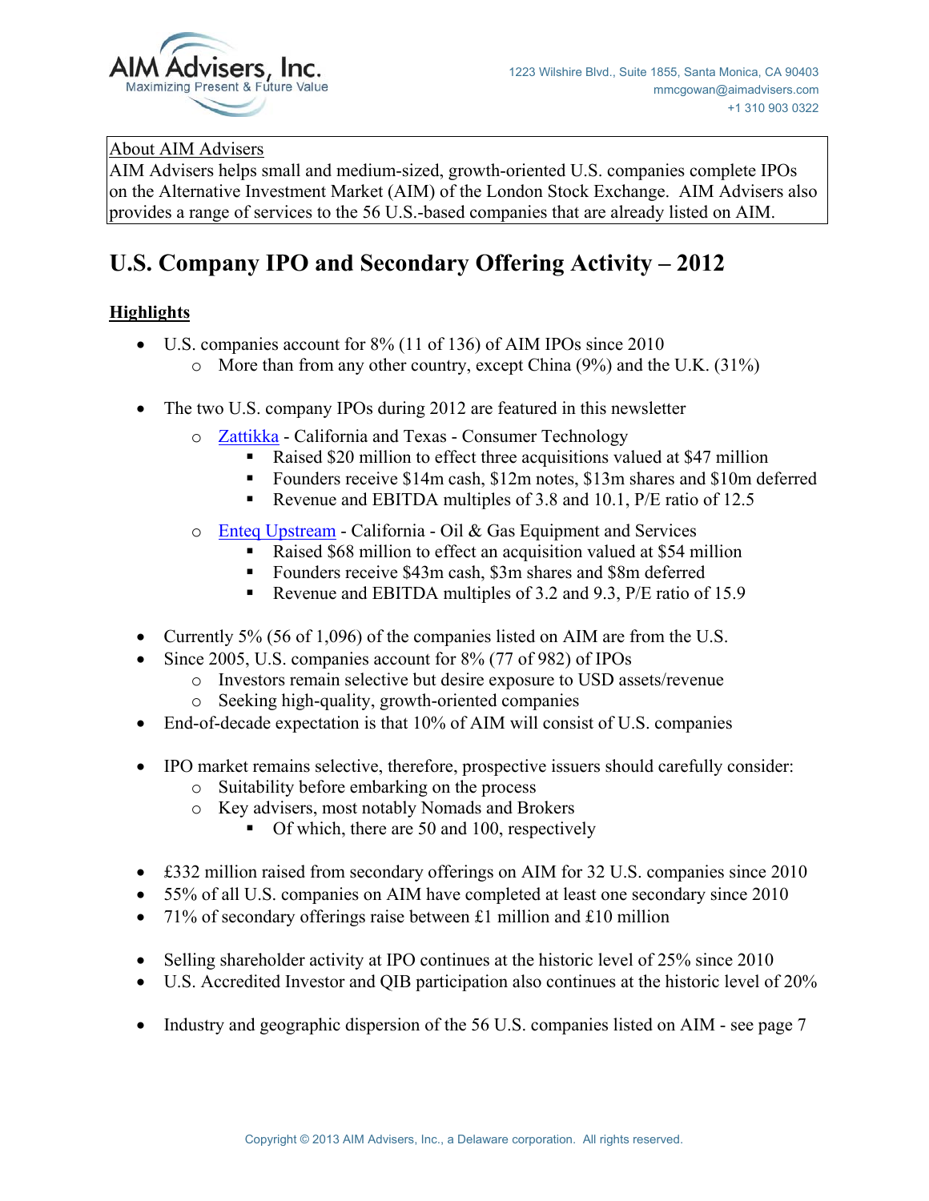AIM Advisers, Inc.
Maximizing Present & Future Value

1223 Wilshire Blvd., Suite 1855, Santa Monica, CA 90403
mmcgowan@aimadvisers.com
+1 310 903 0322

About AIM Advisers
AIM Advisers helps small and medium-sized, growth-oriented U.S. companies complete IPOs on the Alternative Investment Market (AIM) of the London Stock Exchange. AIM Advisers also provides a range of services to the 56 U.S.-based companies that are already listed on AIM.

# U.S. Company IPO and Secondary Offering Activity – 2012

## Highlights

- U.S. companies account for 8% (11 of 136) of AIM IPOs since 2010
  - More than from any other country, except China (9%) and the U.K. (31%)

- The two U.S. company IPOs during 2012 are featured in this newsletter
  - Zattikka - California and Texas - Consumer Technology
    - Raised $20 million to effect three acquisitions valued at $47 million
    - Founders receive $14m cash, $12m notes, $13m shares and $10m deferred
    - Revenue and EBITDA multiples of 3.8 and 10.1, P/E ratio of 12.5
  - Enteq Upstream - California - Oil & Gas Equipment and Services
    - Raised $68 million to effect an acquisition valued at $54 million
    - Founders receive $43m cash, $3m shares and $8m deferred
    - Revenue and EBITDA multiples of 3.2 and 9.3, P/E ratio of 15.9

- Currently 5% (56 of 1,096) of the companies listed on AIM are from the U.S.
- Since 2005, U.S. companies account for 8% (77 of 982) of IPOs
  - Investors remain selective but desire exposure to USD assets/revenue
  - Seeking high-quality, growth-oriented companies
- End-of-decade expectation is that 10% of AIM will consist of U.S. companies

- IPO market remains selective, therefore, prospective issuers should carefully consider:
  - Suitability before embarking on the process
  - Key advisers, most notably Nomads and Brokers
    - Of which, there are 50 and 100, respectively

- £332 million raised from secondary offerings on AIM for 32 U.S. companies since 2010
- 55% of all U.S. companies on AIM have completed at least one secondary since 2010
- 71% of secondary offerings raise between £1 million and £10 million

- Selling shareholder activity at IPO continues at the historic level of 25% since 2010
- U.S. Accredited Investor and QIB participation also continues at the historic level of 20%

- Industry and geographic dispersion of the 56 U.S. companies listed on AIM - see page 7

Copyright © 2013 AIM Advisers, Inc., a Delaware corporation. All rights reserved.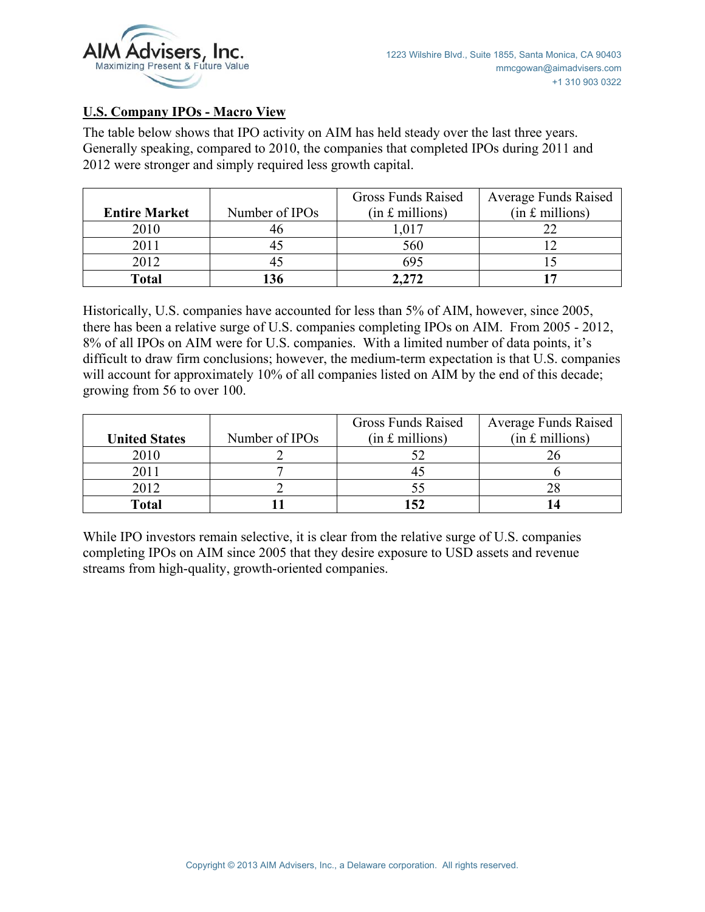## U.S. Company IPOs - Macro View

The table below shows that IPO activity on AIM has held steady over the last three years. Generally speaking, compared to 2010, the companies that completed IPOs during 2011 and 2012 were stronger and simply required less growth capital.

| Entire Market | Number of IPOs | Gross Funds Raised (in £ millions) | Average Funds Raised (in £ millions) |
|---|---|---|---|
| 2010 | 46 | 1,017 | 22 |
| 2011 | 45 | 560 | 12 |
| 2012 | 45 | 695 | 15 |
| **Total** | **136** | **2,272** | **17** |

Historically, U.S. companies have accounted for less than 5% of AIM, however, since 2005, there has been a relative surge of U.S. companies completing IPOs on AIM. From 2005 - 2012, 8% of all IPOs on AIM were for U.S. companies. With a limited number of data points, it's difficult to draw firm conclusions; however, the medium-term expectation is that U.S. companies will account for approximately 10% of all companies listed on AIM by the end of this decade; growing from 56 to over 100.

| United States | Number of IPOs | Gross Funds Raised (in £ millions) | Average Funds Raised (in £ millions) |
|---|---|---|---|
| 2010 | 2 | 52 | 26 |
| 2011 | 7 | 45 | 6 |
| 2012 | 2 | 55 | 28 |
| **Total** | **11** | **152** | **14** |

While IPO investors remain selective, it is clear from the relative surge of U.S. companies completing IPOs on AIM since 2005 that they desire exposure to USD assets and revenue streams from high-quality, growth-oriented companies.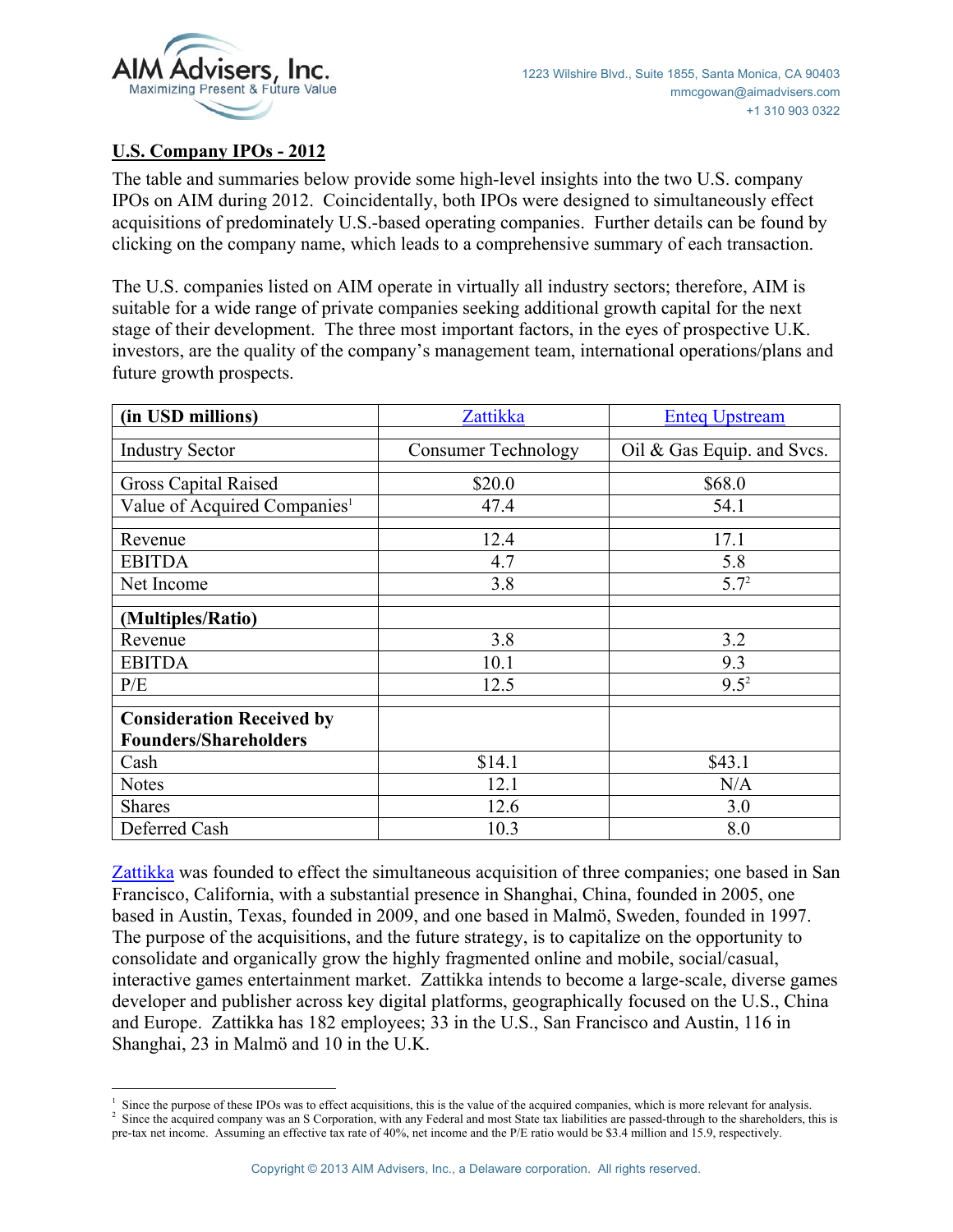## U.S. Company IPOs - 2012

The table and summaries below provide some high-level insights into the two U.S. company IPOs on AIM during 2012. Coincidentally, both IPOs were designed to simultaneously effect acquisitions of predominately U.S.-based operating companies. Further details can be found by clicking on the company name, which leads to a comprehensive summary of each transaction.

The U.S. companies listed on AIM operate in virtually all industry sectors; therefore, AIM is suitable for a wide range of private companies seeking additional growth capital for the next stage of their development. The three most important factors, in the eyes of prospective U.K. investors, are the quality of the company's management team, international operations/plans and future growth prospects.

| **(in USD millions)** | Zattikka | Enteq Upstream |
|---|---|---|
| Industry Sector | Consumer Technology | Oil & Gas Equip. and Svcs. |
| Gross Capital Raised | $20.0 | $68.0 |
| Value of Acquired Companies[1] | 47.4 | 54.1 |
| Revenue | 12.4 | 17.1 |
| EBITDA | 4.7 | 5.8 |
| Net Income | 3.8 | 5.7[2] |
| **(Multiples/Ratio)** | | |
| Revenue | 3.8 | 3.2 |
| EBITDA | 10.1 | 9.3 |
| P/E | 12.5 | 9.5[2] |
| **Consideration Received by Founders/Shareholders** | | |
| Cash | $14.1 | $43.1 |
| Notes | 12.1 | N/A |
| Shares | 12.6 | 3.0 |
| Deferred Cash | 10.3 | 8.0 |

Zattikka was founded to effect the simultaneous acquisition of three companies; one based in San Francisco, California, with a substantial presence in Shanghai, China, founded in 2005, one based in Austin, Texas, founded in 2009, and one based in Malmö, Sweden, founded in 1997. The purpose of the acquisitions, and the future strategy, is to capitalize on the opportunity to consolidate and organically grow the highly fragmented online and mobile, social/casual, interactive games entertainment market. Zattikka intends to become a large-scale, diverse games developer and publisher across key digital platforms, geographically focused on the U.S., China and Europe. Zattikka has 182 employees; 33 in the U.S., San Francisco and Austin, 116 in Shanghai, 23 in Malmö and 10 in the U.K.

---

[1] Since the purpose of these IPOs was to effect acquisitions, this is the value of the acquired companies, which is more relevant for analysis.

[2] Since the acquired company was an S Corporation, with any Federal and most State tax liabilities are passed-through to the shareholders, this is pre-tax net income. Assuming an effective tax rate of 40%, net income and the P/E ratio would be $3.4 million and 15.9, respectively.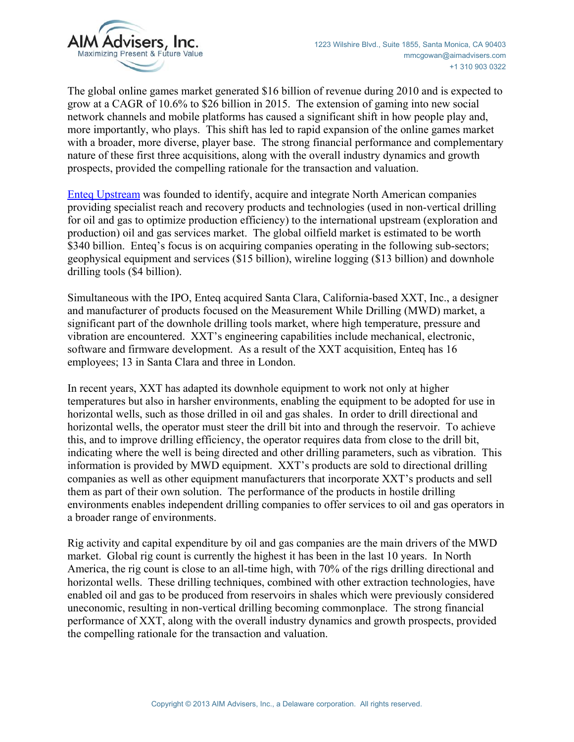The global online games market generated $16 billion of revenue during 2010 and is expected to grow at a CAGR of 10.6% to $26 billion in 2015. The extension of gaming into new social network channels and mobile platforms has caused a significant shift in how people play and, more importantly, who plays. This shift has led to rapid expansion of the online games market with a broader, more diverse, player base. The strong financial performance and complementary nature of these first three acquisitions, along with the overall industry dynamics and growth prospects, provided the compelling rationale for the transaction and valuation.

Enteq Upstream was founded to identify, acquire and integrate North American companies providing specialist reach and recovery products and technologies (used in non-vertical drilling for oil and gas to optimize production efficiency) to the international upstream (exploration and production) oil and gas services market. The global oilfield market is estimated to be worth $340 billion. Enteq's focus is on acquiring companies operating in the following sub-sectors; geophysical equipment and services ($15 billion), wireline logging ($13 billion) and downhole drilling tools ($4 billion).

Simultaneous with the IPO, Enteq acquired Santa Clara, California-based XXT, Inc., a designer and manufacturer of products focused on the Measurement While Drilling (MWD) market, a significant part of the downhole drilling tools market, where high temperature, pressure and vibration are encountered. XXT's engineering capabilities include mechanical, electronic, software and firmware development. As a result of the XXT acquisition, Enteq has 16 employees; 13 in Santa Clara and three in London.

In recent years, XXT has adapted its downhole equipment to work not only at higher temperatures but also in harsher environments, enabling the equipment to be adopted for use in horizontal wells, such as those drilled in oil and gas shales. In order to drill directional and horizontal wells, the operator must steer the drill bit into and through the reservoir. To achieve this, and to improve drilling efficiency, the operator requires data from close to the drill bit, indicating where the well is being directed and other drilling parameters, such as vibration. This information is provided by MWD equipment. XXT's products are sold to directional drilling companies as well as other equipment manufacturers that incorporate XXT's products and sell them as part of their own solution. The performance of the products in hostile drilling environments enables independent drilling companies to offer services to oil and gas operators in a broader range of environments.

Rig activity and capital expenditure by oil and gas companies are the main drivers of the MWD market. Global rig count is currently the highest it has been in the last 10 years. In North America, the rig count is close to an all-time high, with 70% of the rigs drilling directional and horizontal wells. These drilling techniques, combined with other extraction technologies, have enabled oil and gas to be produced from reservoirs in shales which were previously considered uneconomic, resulting in non-vertical drilling becoming commonplace. The strong financial performance of XXT, along with the overall industry dynamics and growth prospects, provided the compelling rationale for the transaction and valuation.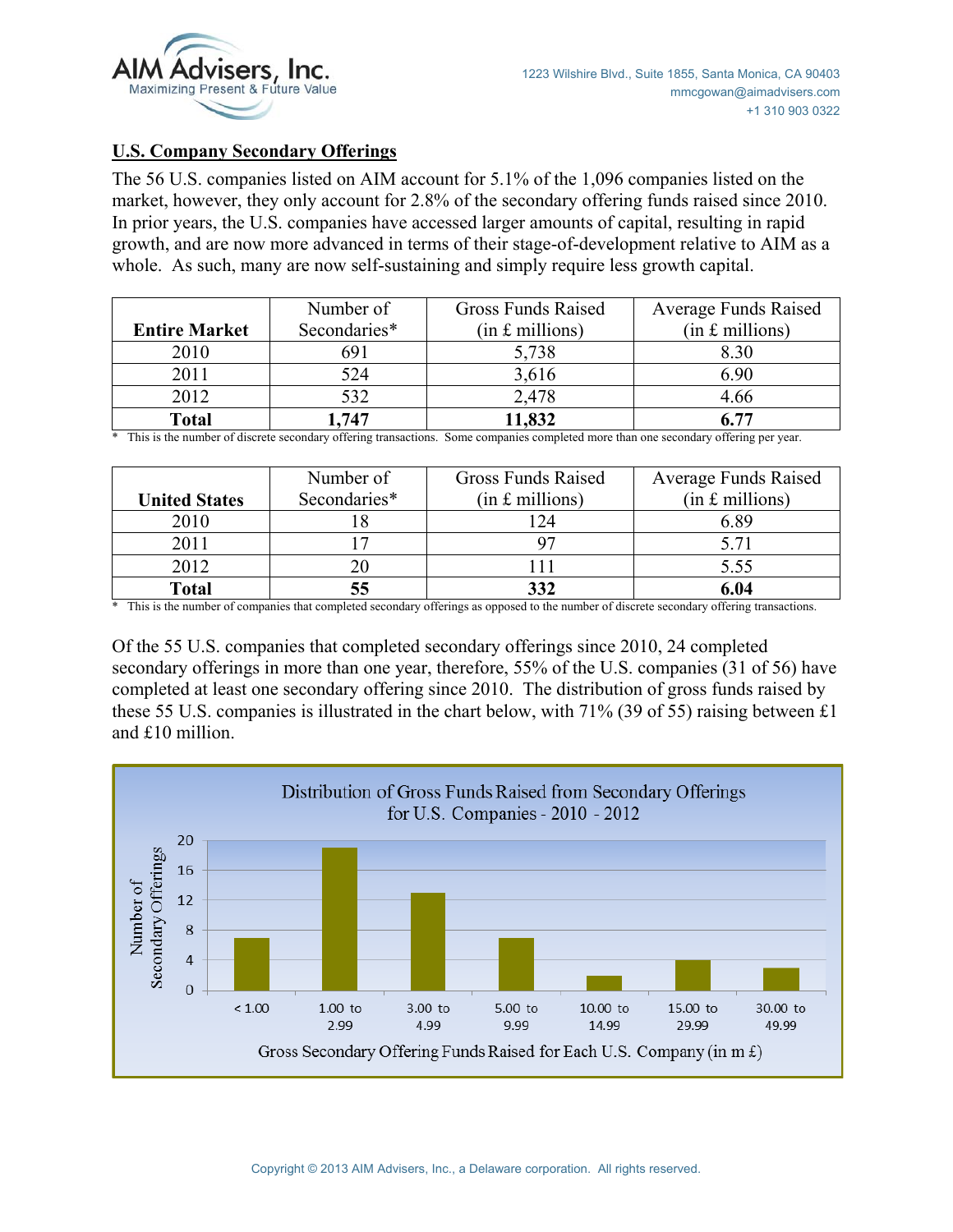## U.S. Company Secondary Offerings

The 56 U.S. companies listed on AIM account for 5.1% of the 1,096 companies listed on the market, however, they only account for 2.8% of the secondary offering funds raised since 2010. In prior years, the U.S. companies have accessed larger amounts of capital, resulting in rapid growth, and are now more advanced in terms of their stage-of-development relative to AIM as a whole. As such, many are now self-sustaining and simply require less growth capital.

| **Entire Market** | Number of Secondaries* | Gross Funds Raised (in £ millions) | Average Funds Raised (in £ millions) |
|---|---|---|---|
| 2010 | 691 | 5,738 | 8.30 |
| 2011 | 524 | 3,616 | 6.90 |
| 2012 | 532 | 2,478 | 4.66 |
| **Total** | **1,747** | **11,832** | **6.77** |

\* This is the number of discrete secondary offering transactions. Some companies completed more than one secondary offering per year.

| **United States** | Number of Secondaries* | Gross Funds Raised (in £ millions) | Average Funds Raised (in £ millions) |
|---|---|---|---|
| 2010 | 18 | 124 | 6.89 |
| 2011 | 17 | 97 | 5.71 |
| 2012 | 20 | 111 | 5.55 |
| **Total** | **55** | **332** | **6.04** |

\* This is the number of companies that completed secondary offerings as opposed to the number of discrete secondary offering transactions.

Of the 55 U.S. companies that completed secondary offerings since 2010, 24 completed secondary offerings in more than one year, therefore, 55% of the U.S. companies (31 of 56) have completed at least one secondary offering since 2010. The distribution of gross funds raised by these 55 U.S. companies is illustrated in the chart below, with 71% (39 of 55) raising between £1 and £10 million.

**Distribution of Gross Funds Raised from Secondary Offerings for U.S. Companies - 2010 - 2012**

| Gross Secondary Offering Funds Raised for Each U.S. Company (in m £) | Number of Secondary Offerings |
|---|---|
| < 1.00 | 7 |
| 1.00 to 2.99 | 19 |
| 3.00 to 4.99 | 13 |
| 5.00 to 9.99 | 7 |
| 10.00 to 14.99 | 2 |
| 15.00 to 29.99 | 4 |
| 30.00 to 49.99 | 3 |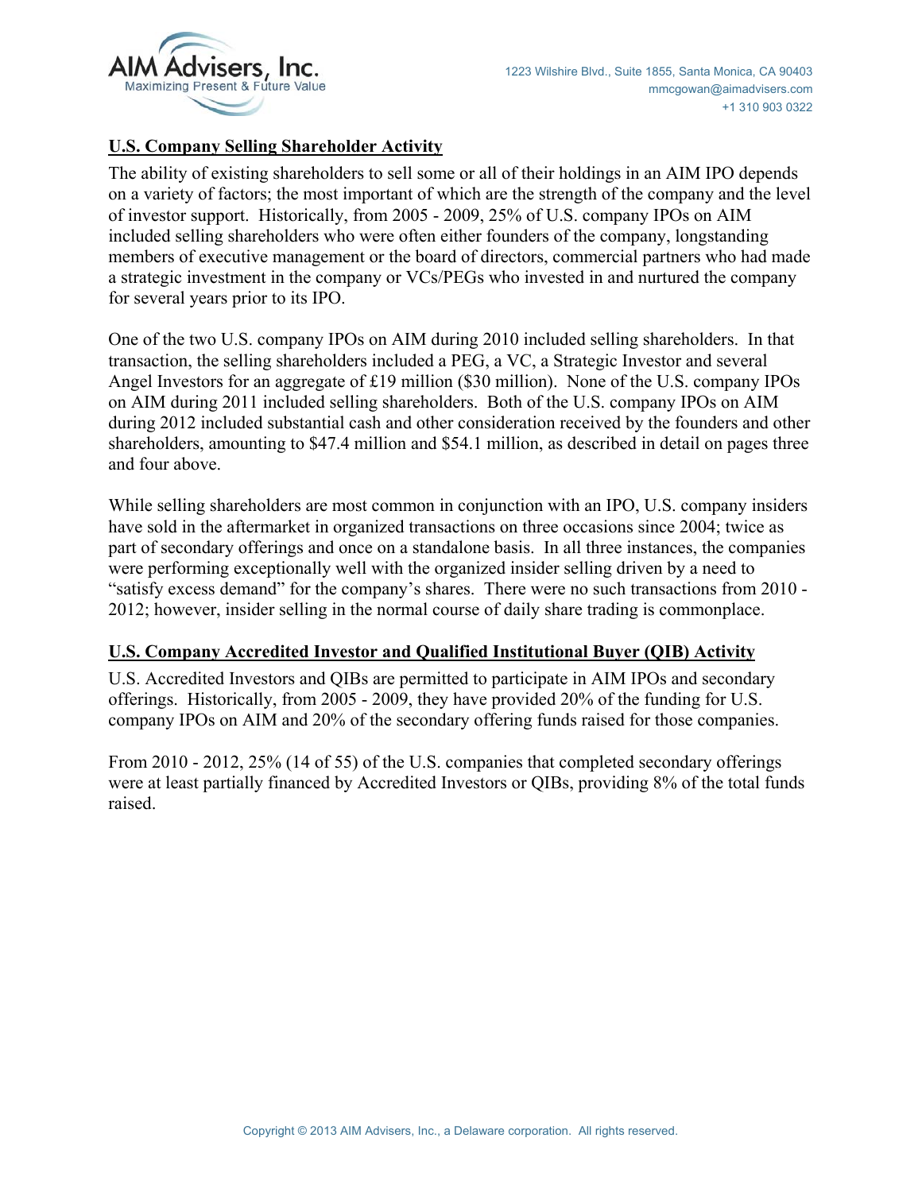## U.S. Company Selling Shareholder Activity

The ability of existing shareholders to sell some or all of their holdings in an AIM IPO depends on a variety of factors; the most important of which are the strength of the company and the level of investor support. Historically, from 2005 - 2009, 25% of U.S. company IPOs on AIM included selling shareholders who were often either founders of the company, longstanding members of executive management or the board of directors, commercial partners who had made a strategic investment in the company or VCs/PEGs who invested in and nurtured the company for several years prior to its IPO.

One of the two U.S. company IPOs on AIM during 2010 included selling shareholders. In that transaction, the selling shareholders included a PEG, a VC, a Strategic Investor and several Angel Investors for an aggregate of £19 million ($30 million). None of the U.S. company IPOs on AIM during 2011 included selling shareholders. Both of the U.S. company IPOs on AIM during 2012 included substantial cash and other consideration received by the founders and other shareholders, amounting to $47.4 million and $54.1 million, as described in detail on pages three and four above.

While selling shareholders are most common in conjunction with an IPO, U.S. company insiders have sold in the aftermarket in organized transactions on three occasions since 2004; twice as part of secondary offerings and once on a standalone basis. In all three instances, the companies were performing exceptionally well with the organized insider selling driven by a need to "satisfy excess demand" for the company's shares. There were no such transactions from 2010 - 2012; however, insider selling in the normal course of daily share trading is commonplace.

## U.S. Company Accredited Investor and Qualified Institutional Buyer (QIB) Activity

U.S. Accredited Investors and QIBs are permitted to participate in AIM IPOs and secondary offerings. Historically, from 2005 - 2009, they have provided 20% of the funding for U.S. company IPOs on AIM and 20% of the secondary offering funds raised for those companies.

From 2010 - 2012, 25% (14 of 55) of the U.S. companies that completed secondary offerings were at least partially financed by Accredited Investors or QIBs, providing 8% of the total funds raised.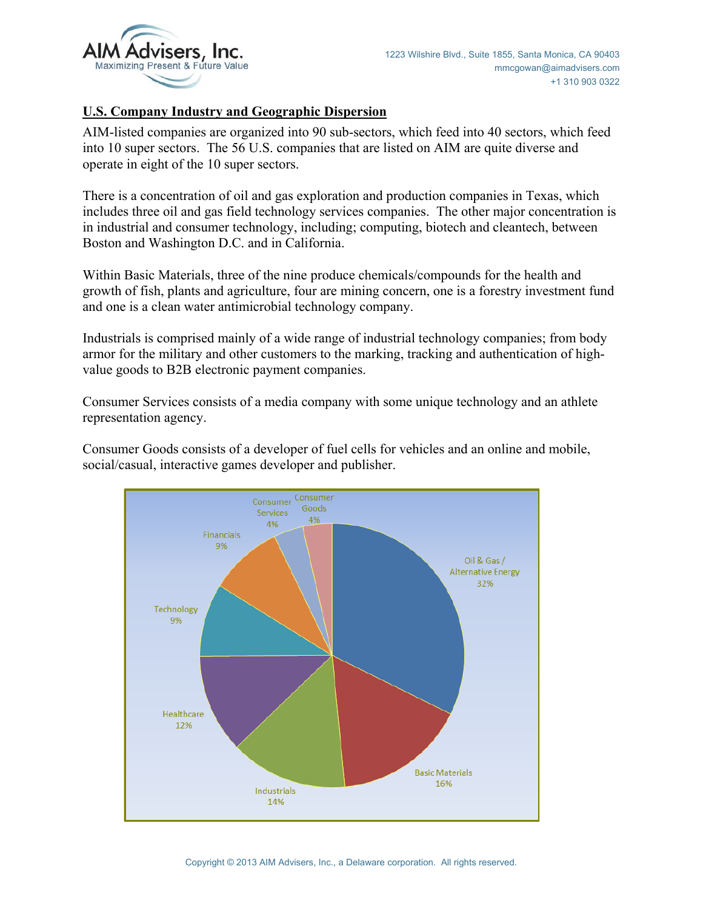AIM Advisers, Inc.
Maximizing Present & Future Value

1223 Wilshire Blvd., Suite 1855, Santa Monica, CA 90403
mmcgowan@aimadvisers.com
+1 310 903 0322

## U.S. Company Industry and Geographic Dispersion

AIM-listed companies are organized into 90 sub-sectors, which feed into 40 sectors, which feed into 10 super sectors. The 56 U.S. companies that are listed on AIM are quite diverse and operate in eight of the 10 super sectors.

There is a concentration of oil and gas exploration and production companies in Texas, which includes three oil and gas field technology services companies. The other major concentration is in industrial and consumer technology, including; computing, biotech and cleantech, between Boston and Washington D.C. and in California.

Within Basic Materials, three of the nine produce chemicals/compounds for the health and growth of fish, plants and agriculture, four are mining concern, one is a forestry investment fund and one is a clean water antimicrobial technology company.

Industrials is comprised mainly of a wide range of industrial technology companies; from body armor for the military and other customers to the marking, tracking and authentication of high-value goods to B2B electronic payment companies.

Consumer Services consists of a media company with some unique technology and an athlete representation agency.

Consumer Goods consists of a developer of fuel cells for vehicles and an online and mobile, social/casual, interactive games developer and publisher.

Oil & Gas / Alternative Energy 32%
Basic Materials 16%
Industrials 14%
Healthcare 12%
Technology 9%
Financials 9%
Consumer Services 4%
Consumer Goods 4%

Copyright © 2013 AIM Advisers, Inc., a Delaware corporation. All rights reserved.